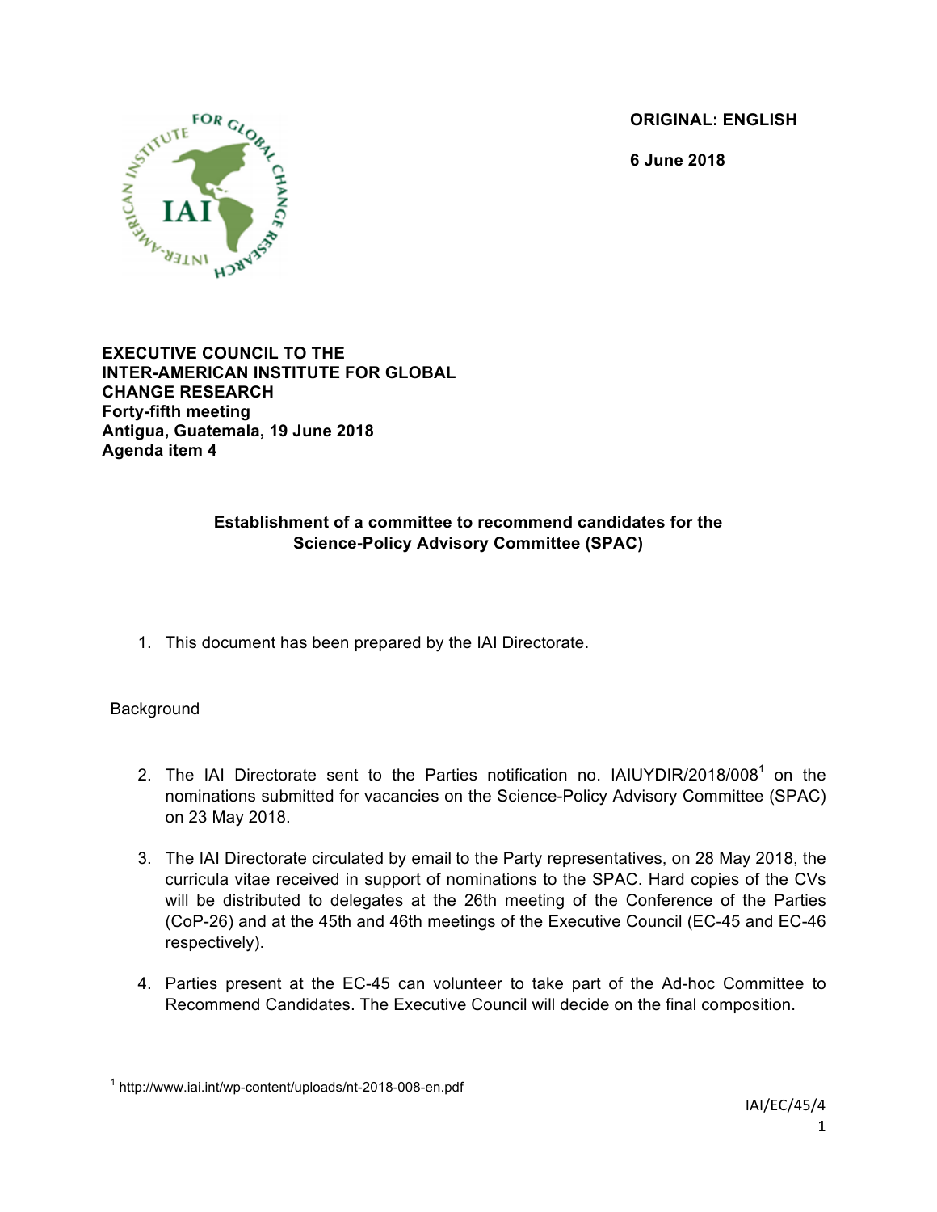**ORIGINAL: ENGLISH**

**6 June 2018**

**EXECUTIVE COUNCIL TO THE INTER-AMERICAN INSTITUTE FOR GLOBAL CHANGE RESEARCH**
**Forty-fifth meeting**
**Antigua, Guatemala, 19 June 2018**
**Agenda item 4**

**Establishment of a committee to recommend candidates for the Science-Policy Advisory Committee (SPAC)**

1. This document has been prepared by the IAI Directorate.

Background

2. The IAI Directorate sent to the Parties notification no. IAIUYDIR/2018/008[1] on the nominations submitted for vacancies on the Science-Policy Advisory Committee (SPAC) on 23 May 2018.

3. The IAI Directorate circulated by email to the Party representatives, on 28 May 2018, the curricula vitae received in support of nominations to the SPAC. Hard copies of the CVs will be distributed to delegates at the 26th meeting of the Conference of the Parties (CoP-26) and at the 45th and 46th meetings of the Executive Council (EC-45 and EC-46 respectively).

4. Parties present at the EC-45 can volunteer to take part of the Ad-hoc Committee to Recommend Candidates. The Executive Council will decide on the final composition.

[1] http://www.iai.int/wp-content/uploads/nt-2018-008-en.pdf

IAI/EC/45/4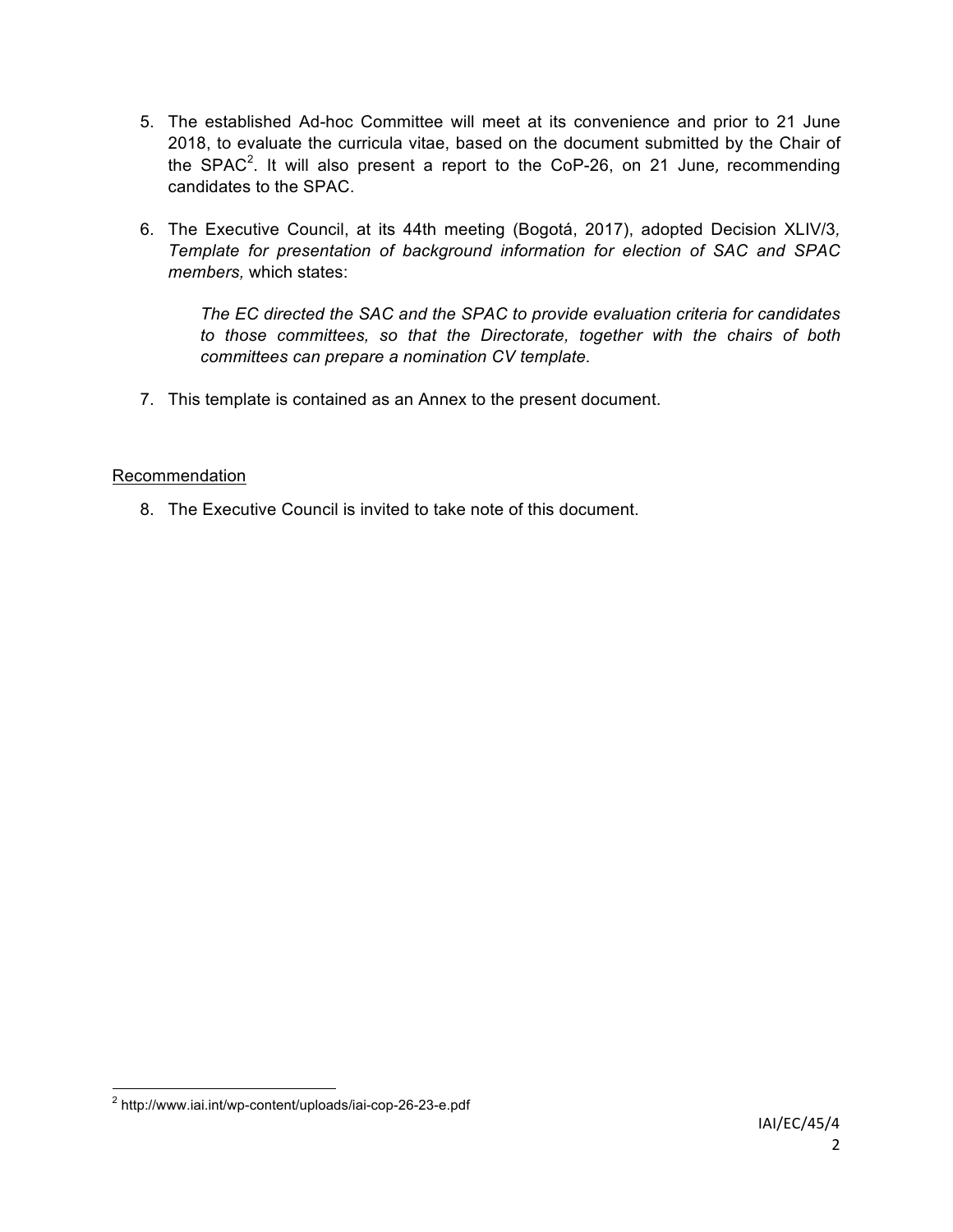5. The established Ad-hoc Committee will meet at its convenience and prior to 21 June 2018, to evaluate the curricula vitae, based on the document submitted by the Chair of the SPAC[2]. It will also present a report to the CoP-26, on 21 June*,* recommending candidates to the SPAC.

6. The Executive Council, at its 44th meeting (Bogotá, 2017), adopted Decision XLIV/3*, Template for presentation of background information for election of SAC and SPAC members,* which states:

   *The EC directed the SAC and the SPAC to provide evaluation criteria for candidates to those committees, so that the Directorate, together with the chairs of both committees can prepare a nomination CV template.*

7. This template is contained as an Annex to the present document.

Recommendation

8. The Executive Council is invited to take note of this document.

---

[2] http://www.iai.int/wp-content/uploads/iai-cop-26-23-e.pdf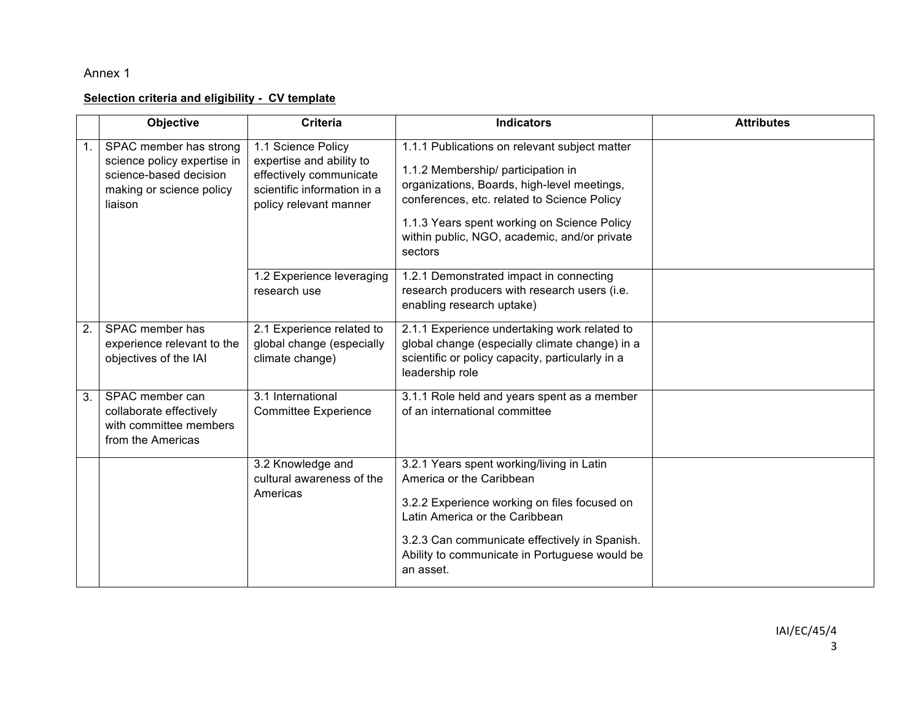Annex 1

**Selection criteria and eligibility - CV template**

| | Objective | Criteria | Indicators | Attributes |
|---|---|---|---|---|
| 1. | SPAC member has strong science policy expertise in science-based decision making or science policy liaison | 1.1 Science Policy expertise and ability to effectively communicate scientific information in a policy relevant manner | 1.1.1 Publications on relevant subject matter<br><br>1.1.2 Membership/ participation in organizations, Boards, high-level meetings, conferences, etc. related to Science Policy<br><br>1.1.3 Years spent working on Science Policy within public, NGO, academic, and/or private sectors | |
| | | 1.2 Experience leveraging research use | 1.2.1 Demonstrated impact in connecting research producers with research users (i.e. enabling research uptake) | |
| 2. | SPAC member has experience relevant to the objectives of the IAI | 2.1 Experience related to global change (especially climate change) | 2.1.1 Experience undertaking work related to global change (especially climate change) in a scientific or policy capacity, particularly in a leadership role | |
| 3. | SPAC member can collaborate effectively with committee members from the Americas | 3.1 International Committee Experience | 3.1.1 Role held and years spent as a member of an international committee | |
| | | 3.2 Knowledge and cultural awareness of the Americas | 3.2.1 Years spent working/living in Latin America or the Caribbean<br><br>3.2.2 Experience working on files focused on Latin America or the Caribbean<br><br>3.2.3 Can communicate effectively in Spanish. Ability to communicate in Portuguese would be an asset. | |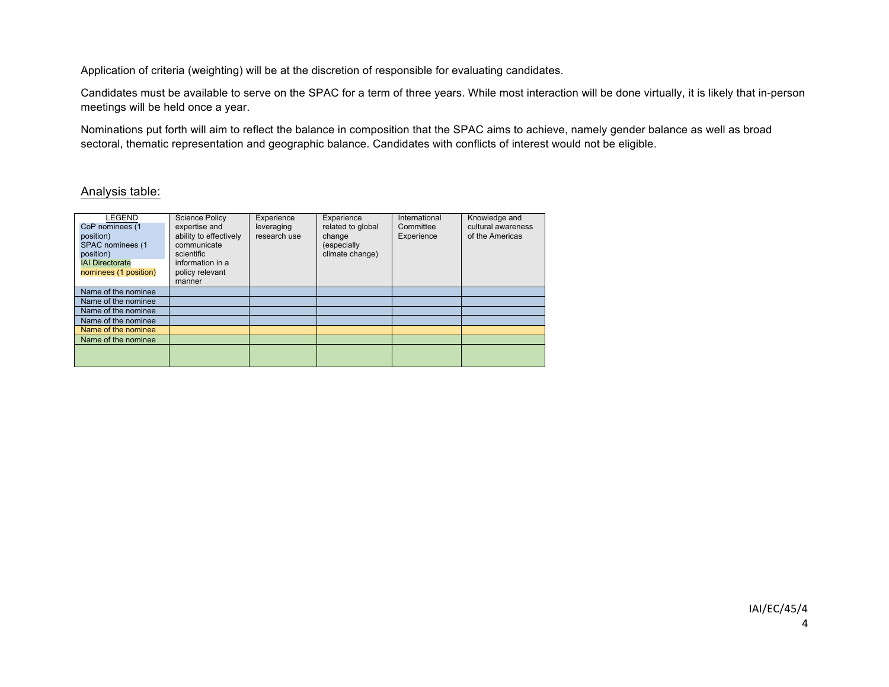Application of criteria (weighting) will be at the discretion of responsible for evaluating candidates.

Candidates must be available to serve on the SPAC for a term of three years. While most interaction will be done virtually, it is likely that in-person meetings will be held once a year.

Nominations put forth will aim to reflect the balance in composition that the SPAC aims to achieve, namely gender balance as well as broad sectoral, thematic representation and geographic balance. Candidates with conflicts of interest would not be eligible.

Analysis table:

| LEGEND<br>CoP nominees (1 position)<br>SPAC nominees (1 position)<br>IAI Directorate nominees (1 position) | Science Policy expertise and ability to effectively communicate scientific information in a policy relevant manner | Experience leveraging research use | Experience related to global change (especially climate change) | International Committee Experience | Knowledge and cultural awareness of the Americas |
|---|---|---|---|---|---|
| Name of the nominee | | | | | |
| Name of the nominee | | | | | |
| Name of the nominee | | | | | |
| Name of the nominee | | | | | |
| Name of the nominee | | | | | |
| Name of the nominee | | | | | |
| | | | | | |